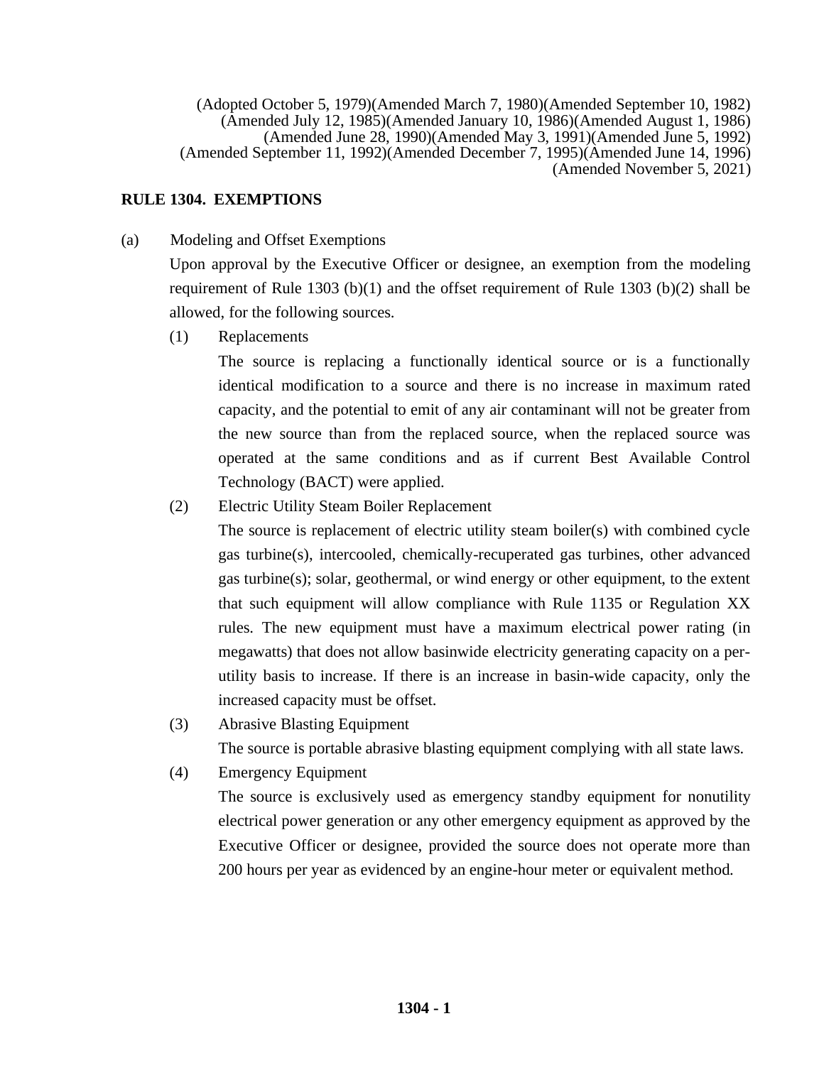(Adopted October 5, 1979)(Amended March 7, 1980)(Amended September 10, 1982)
(Amended July 12, 1985)(Amended January 10, 1986)(Amended August 1, 1986)
(Amended June 28, 1990)(Amended May 3, 1991)(Amended June 5, 1992)
(Amended September 11, 1992)(Amended December 7, 1995)(Amended June 14, 1996)
(Amended November 5, 2021)

# RULE 1304. EXEMPTIONS

(a) Modeling and Offset Exemptions

Upon approval by the Executive Officer or designee, an exemption from the modeling requirement of Rule 1303 (b)(1) and the offset requirement of Rule 1303 (b)(2) shall be allowed, for the following sources.

(1) Replacements

The source is replacing a functionally identical source or is a functionally identical modification to a source and there is no increase in maximum rated capacity, and the potential to emit of any air contaminant will not be greater from the new source than from the replaced source, when the replaced source was operated at the same conditions and as if current Best Available Control Technology (BACT) were applied.

(2) Electric Utility Steam Boiler Replacement

The source is replacement of electric utility steam boiler(s) with combined cycle gas turbine(s), intercooled, chemically-recuperated gas turbines, other advanced gas turbine(s); solar, geothermal, or wind energy or other equipment, to the extent that such equipment will allow compliance with Rule 1135 or Regulation XX rules. The new equipment must have a maximum electrical power rating (in megawatts) that does not allow basinwide electricity generating capacity on a per-utility basis to increase. If there is an increase in basin-wide capacity, only the increased capacity must be offset.

(3) Abrasive Blasting Equipment

The source is portable abrasive blasting equipment complying with all state laws.

(4) Emergency Equipment

The source is exclusively used as emergency standby equipment for nonutility electrical power generation or any other emergency equipment as approved by the Executive Officer or designee, provided the source does not operate more than 200 hours per year as evidenced by an engine-hour meter or equivalent method.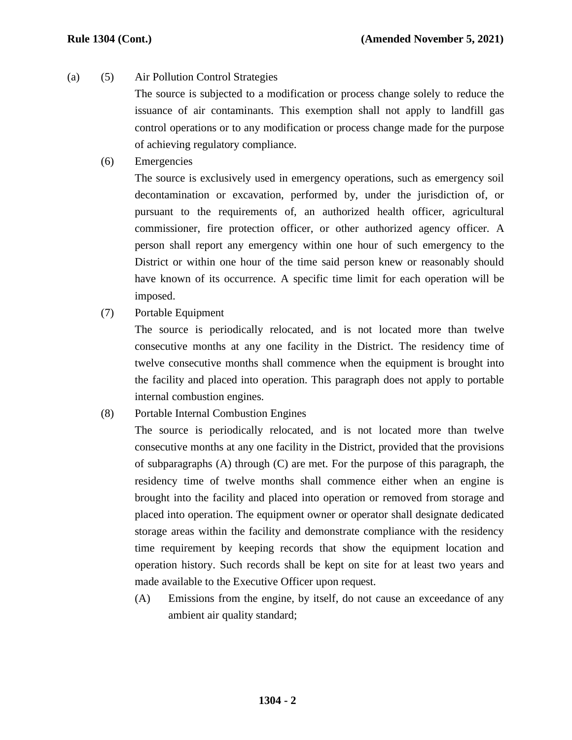(a) (5) Air Pollution Control Strategies

The source is subjected to a modification or process change solely to reduce the issuance of air contaminants. This exemption shall not apply to landfill gas control operations or to any modification or process change made for the purpose of achieving regulatory compliance.

(6) Emergencies

The source is exclusively used in emergency operations, such as emergency soil decontamination or excavation, performed by, under the jurisdiction of, or pursuant to the requirements of, an authorized health officer, agricultural commissioner, fire protection officer, or other authorized agency officer. A person shall report any emergency within one hour of such emergency to the District or within one hour of the time said person knew or reasonably should have known of its occurrence. A specific time limit for each operation will be imposed.

(7) Portable Equipment

The source is periodically relocated, and is not located more than twelve consecutive months at any one facility in the District. The residency time of twelve consecutive months shall commence when the equipment is brought into the facility and placed into operation. This paragraph does not apply to portable internal combustion engines.

(8) Portable Internal Combustion Engines

The source is periodically relocated, and is not located more than twelve consecutive months at any one facility in the District, provided that the provisions of subparagraphs (A) through (C) are met. For the purpose of this paragraph, the residency time of twelve months shall commence either when an engine is brought into the facility and placed into operation or removed from storage and placed into operation. The equipment owner or operator shall designate dedicated storage areas within the facility and demonstrate compliance with the residency time requirement by keeping records that show the equipment location and operation history. Such records shall be kept on site for at least two years and made available to the Executive Officer upon request.

(A) Emissions from the engine, by itself, do not cause an exceedance of any ambient air quality standard;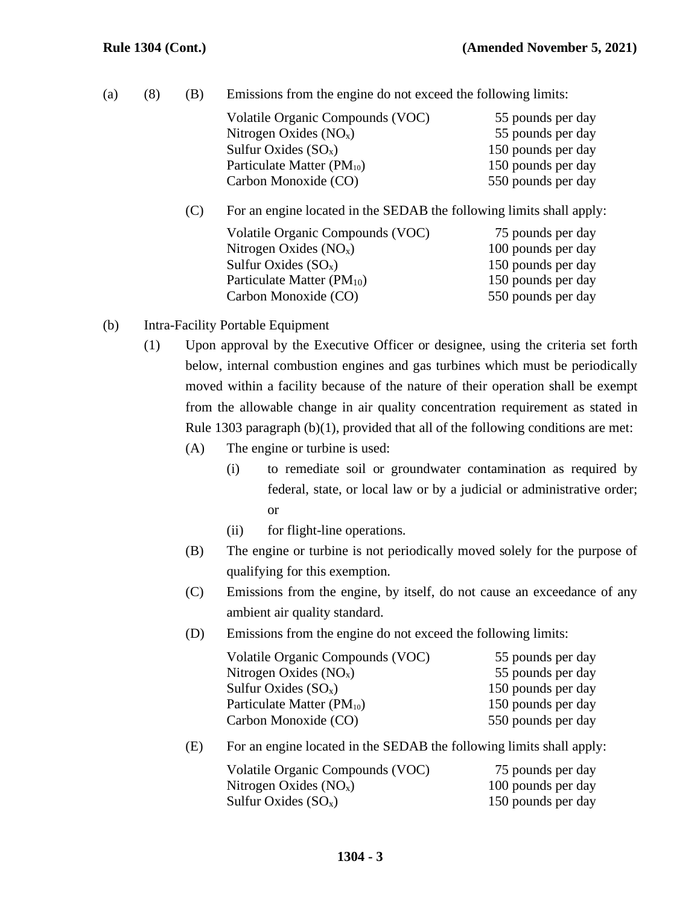(a) (8) (B) Emissions from the engine do not exceed the following limits:

| | |
|---|---|
| Volatile Organic Compounds (VOC) | 55 pounds per day |
| Nitrogen Oxides ($NO_x$) | 55 pounds per day |
| Sulfur Oxides ($SO_x$) | 150 pounds per day |
| Particulate Matter ($PM_{10}$) | 150 pounds per day |
| Carbon Monoxide (CO) | 550 pounds per day |

(C) For an engine located in the SEDAB the following limits shall apply:

| | |
|---|---|
| Volatile Organic Compounds (VOC) | 75 pounds per day |
| Nitrogen Oxides ($NO_x$) | 100 pounds per day |
| Sulfur Oxides ($SO_x$) | 150 pounds per day |
| Particulate Matter ($PM_{10}$) | 150 pounds per day |
| Carbon Monoxide (CO) | 550 pounds per day |

(b) Intra-Facility Portable Equipment

(1) Upon approval by the Executive Officer or designee, using the criteria set forth below, internal combustion engines and gas turbines which must be periodically moved within a facility because of the nature of their operation shall be exempt from the allowable change in air quality concentration requirement as stated in Rule 1303 paragraph (b)(1), provided that all of the following conditions are met:

(A) The engine or turbine is used:

(i) to remediate soil or groundwater contamination as required by federal, state, or local law or by a judicial or administrative order; or

(ii) for flight-line operations.

(B) The engine or turbine is not periodically moved solely for the purpose of qualifying for this exemption.

(C) Emissions from the engine, by itself, do not cause an exceedance of any ambient air quality standard.

(D) Emissions from the engine do not exceed the following limits:

| | |
|---|---|
| Volatile Organic Compounds (VOC) | 55 pounds per day |
| Nitrogen Oxides ($NO_x$) | 55 pounds per day |
| Sulfur Oxides ($SO_x$) | 150 pounds per day |
| Particulate Matter ($PM_{10}$) | 150 pounds per day |
| Carbon Monoxide (CO) | 550 pounds per day |

(E) For an engine located in the SEDAB the following limits shall apply:

| | |
|---|---|
| Volatile Organic Compounds (VOC) | 75 pounds per day |
| Nitrogen Oxides ($NO_x$) | 100 pounds per day |
| Sulfur Oxides ($SO_x$) | 150 pounds per day |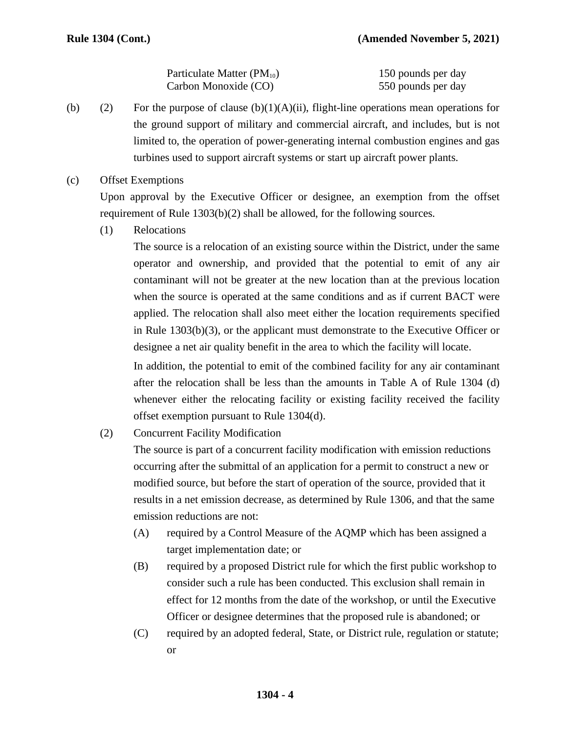| | |
|---|---|
| Particulate Matter ($PM_{10}$) | 150 pounds per day |
| Carbon Monoxide (CO) | 550 pounds per day |

(b) (2) For the purpose of clause (b)(1)(A)(ii), flight-line operations mean operations for the ground support of military and commercial aircraft, and includes, but is not limited to, the operation of power-generating internal combustion engines and gas turbines used to support aircraft systems or start up aircraft power plants.

(c) Offset Exemptions

Upon approval by the Executive Officer or designee, an exemption from the offset requirement of Rule 1303(b)(2) shall be allowed, for the following sources.

(1) Relocations

The source is a relocation of an existing source within the District, under the same operator and ownership, and provided that the potential to emit of any air contaminant will not be greater at the new location than at the previous location when the source is operated at the same conditions and as if current BACT were applied. The relocation shall also meet either the location requirements specified in Rule 1303(b)(3), or the applicant must demonstrate to the Executive Officer or designee a net air quality benefit in the area to which the facility will locate.

In addition, the potential to emit of the combined facility for any air contaminant after the relocation shall be less than the amounts in Table A of Rule 1304 (d) whenever either the relocating facility or existing facility received the facility offset exemption pursuant to Rule 1304(d).

(2) Concurrent Facility Modification

The source is part of a concurrent facility modification with emission reductions occurring after the submittal of an application for a permit to construct a new or modified source, but before the start of operation of the source, provided that it results in a net emission decrease, as determined by Rule 1306, and that the same emission reductions are not:

(A) required by a Control Measure of the AQMP which has been assigned a target implementation date; or

(B) required by a proposed District rule for which the first public workshop to consider such a rule has been conducted. This exclusion shall remain in effect for 12 months from the date of the workshop, or until the Executive Officer or designee determines that the proposed rule is abandoned; or

(C) required by an adopted federal, State, or District rule, regulation or statute; or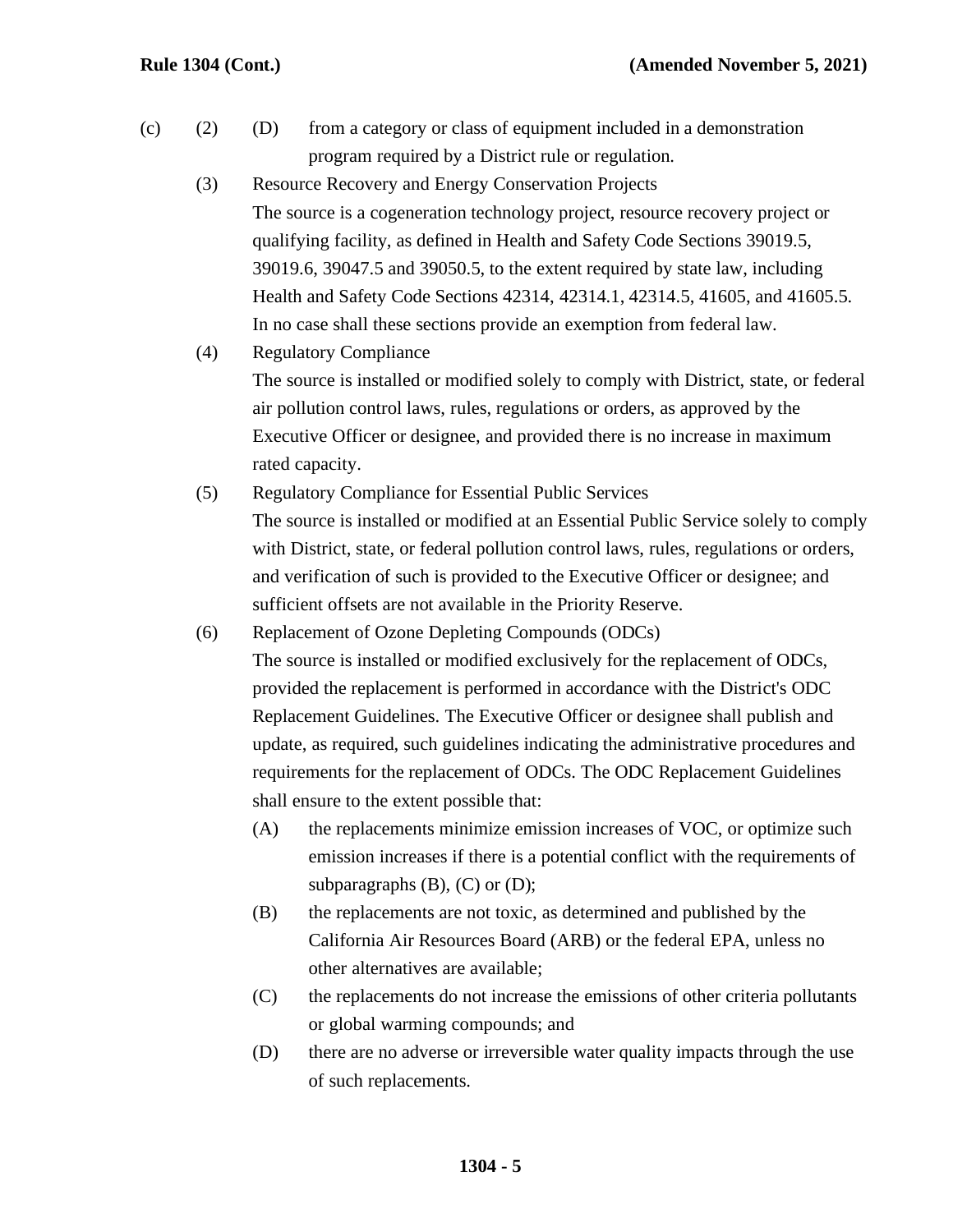(c) (2) (D) from a category or class of equipment included in a demonstration program required by a District rule or regulation.

(3) Resource Recovery and Energy Conservation Projects

The source is a cogeneration technology project, resource recovery project or qualifying facility, as defined in Health and Safety Code Sections 39019.5, 39019.6, 39047.5 and 39050.5, to the extent required by state law, including Health and Safety Code Sections 42314, 42314.1, 42314.5, 41605, and 41605.5. In no case shall these sections provide an exemption from federal law.

(4) Regulatory Compliance

The source is installed or modified solely to comply with District, state, or federal air pollution control laws, rules, regulations or orders, as approved by the Executive Officer or designee, and provided there is no increase in maximum rated capacity.

(5) Regulatory Compliance for Essential Public Services

The source is installed or modified at an Essential Public Service solely to comply with District, state, or federal pollution control laws, rules, regulations or orders, and verification of such is provided to the Executive Officer or designee; and sufficient offsets are not available in the Priority Reserve.

(6) Replacement of Ozone Depleting Compounds (ODCs)

The source is installed or modified exclusively for the replacement of ODCs, provided the replacement is performed in accordance with the District's ODC Replacement Guidelines. The Executive Officer or designee shall publish and update, as required, such guidelines indicating the administrative procedures and requirements for the replacement of ODCs. The ODC Replacement Guidelines shall ensure to the extent possible that:

(A) the replacements minimize emission increases of VOC, or optimize such emission increases if there is a potential conflict with the requirements of subparagraphs (B), (C) or (D);

(B) the replacements are not toxic, as determined and published by the California Air Resources Board (ARB) or the federal EPA, unless no other alternatives are available;

(C) the replacements do not increase the emissions of other criteria pollutants or global warming compounds; and

(D) there are no adverse or irreversible water quality impacts through the use of such replacements.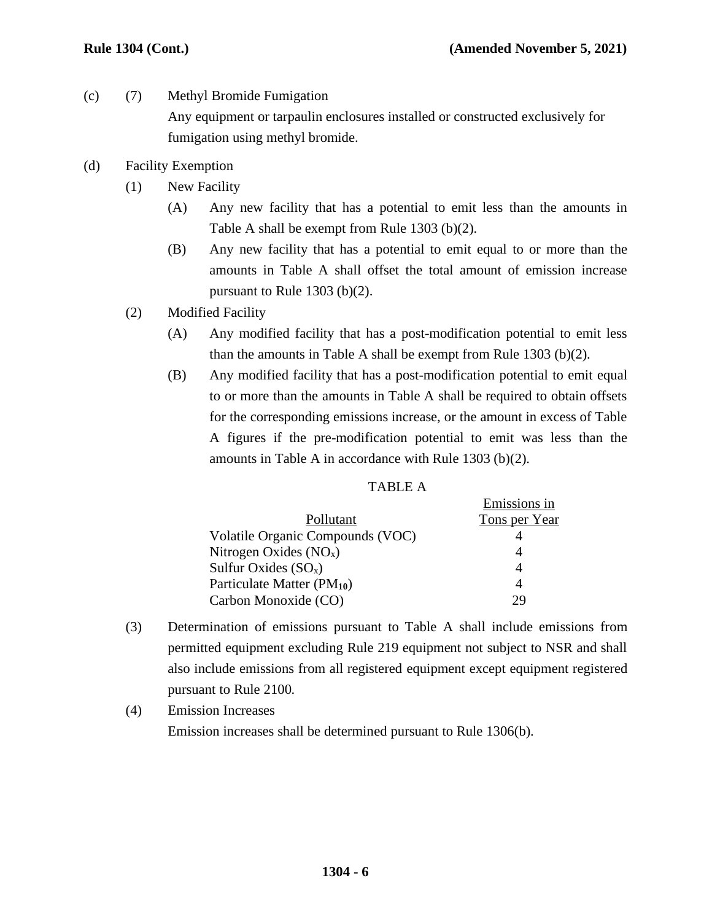(c) (7) Methyl Bromide Fumigation

Any equipment or tarpaulin enclosures installed or constructed exclusively for fumigation using methyl bromide.

(d) Facility Exemption

(1) New Facility

(A) Any new facility that has a potential to emit less than the amounts in Table A shall be exempt from Rule 1303 (b)(2).

(B) Any new facility that has a potential to emit equal to or more than the amounts in Table A shall offset the total amount of emission increase pursuant to Rule 1303 (b)(2).

(2) Modified Facility

(A) Any modified facility that has a post-modification potential to emit less than the amounts in Table A shall be exempt from Rule 1303 (b)(2).

(B) Any modified facility that has a post-modification potential to emit equal to or more than the amounts in Table A shall be required to obtain offsets for the corresponding emissions increase, or the amount in excess of Table A figures if the pre-modification potential to emit was less than the amounts in Table A in accordance with Rule 1303 (b)(2).

TABLE A

| Pollutant | Emissions in Tons per Year |
|---|---|
| Volatile Organic Compounds (VOC) | 4 |
| Nitrogen Oxides ($NO_x$) | 4 |
| Sulfur Oxides ($SO_x$) | 4 |
| Particulate Matter ($PM_{10}$) | 4 |
| Carbon Monoxide (CO) | 29 |

(3) Determination of emissions pursuant to Table A shall include emissions from permitted equipment excluding Rule 219 equipment not subject to NSR and shall also include emissions from all registered equipment except equipment registered pursuant to Rule 2100.

(4) Emission Increases

Emission increases shall be determined pursuant to Rule 1306(b).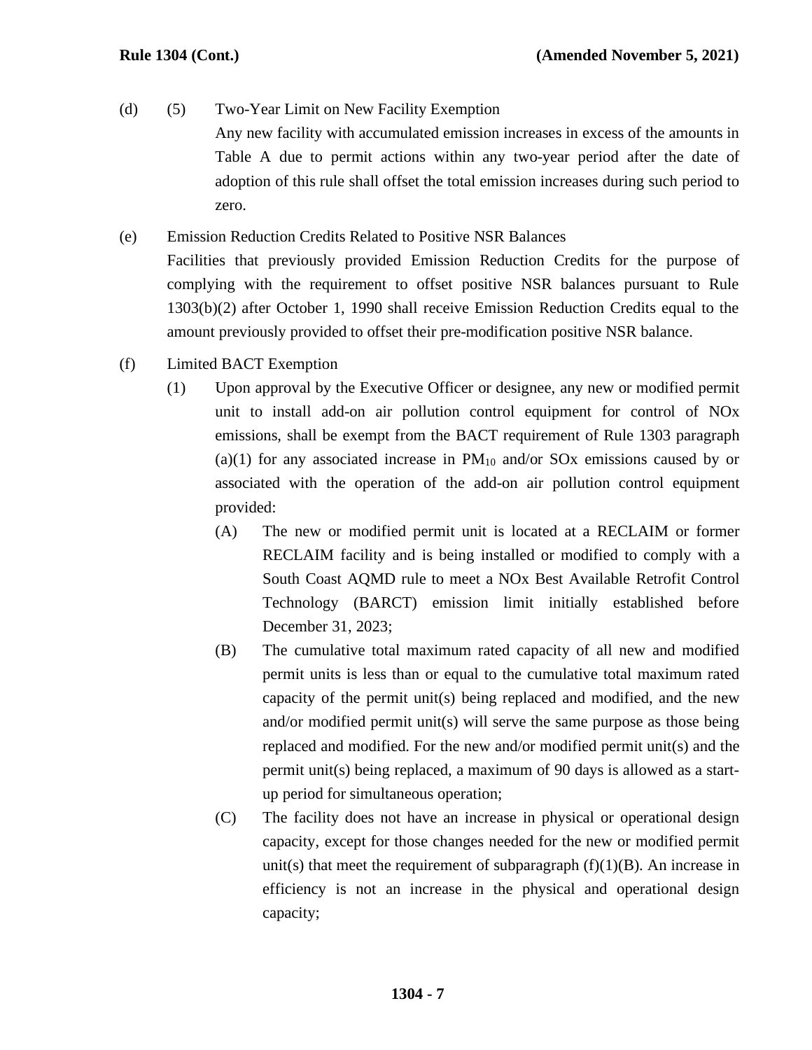(d) (5) Two-Year Limit on New Facility Exemption

Any new facility with accumulated emission increases in excess of the amounts in Table A due to permit actions within any two-year period after the date of adoption of this rule shall offset the total emission increases during such period to zero.

(e) Emission Reduction Credits Related to Positive NSR Balances

Facilities that previously provided Emission Reduction Credits for the purpose of complying with the requirement to offset positive NSR balances pursuant to Rule 1303(b)(2) after October 1, 1990 shall receive Emission Reduction Credits equal to the amount previously provided to offset their pre-modification positive NSR balance.

(f) Limited BACT Exemption

(1) Upon approval by the Executive Officer or designee, any new or modified permit unit to install add-on air pollution control equipment for control of NOx emissions, shall be exempt from the BACT requirement of Rule 1303 paragraph (a)(1) for any associated increase in $PM_{10}$ and/or SOx emissions caused by or associated with the operation of the add-on air pollution control equipment provided:

(A) The new or modified permit unit is located at a RECLAIM or former RECLAIM facility and is being installed or modified to comply with a South Coast AQMD rule to meet a NOx Best Available Retrofit Control Technology (BARCT) emission limit initially established before December 31, 2023;

(B) The cumulative total maximum rated capacity of all new and modified permit units is less than or equal to the cumulative total maximum rated capacity of the permit unit(s) being replaced and modified, and the new and/or modified permit unit(s) will serve the same purpose as those being replaced and modified. For the new and/or modified permit unit(s) and the permit unit(s) being replaced, a maximum of 90 days is allowed as a start-up period for simultaneous operation;

(C) The facility does not have an increase in physical or operational design capacity, except for those changes needed for the new or modified permit unit(s) that meet the requirement of subparagraph (f)(1)(B). An increase in efficiency is not an increase in the physical and operational design capacity;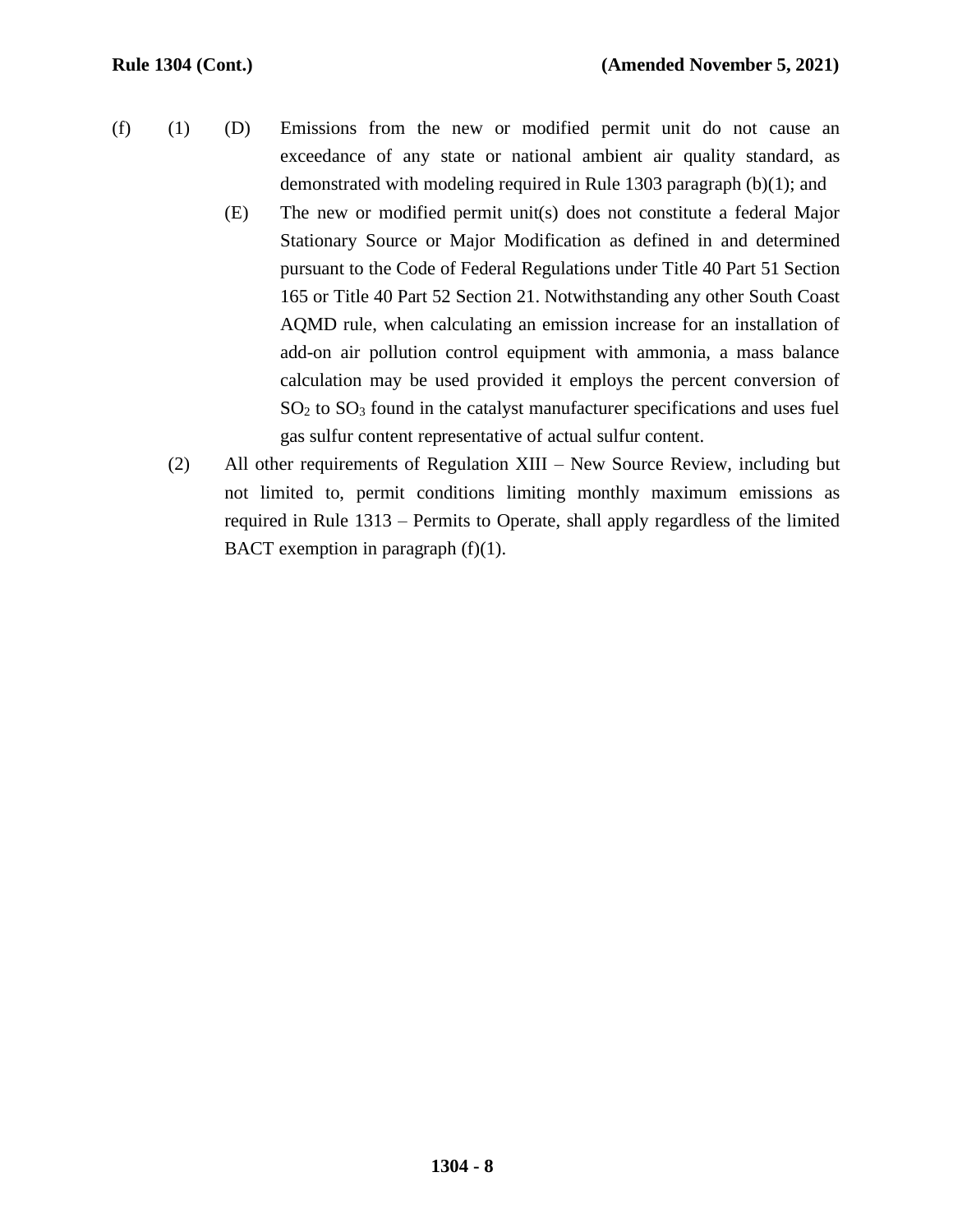(f) (1) (D) Emissions from the new or modified permit unit do not cause an exceedance of any state or national ambient air quality standard, as demonstrated with modeling required in Rule 1303 paragraph (b)(1); and

(E) The new or modified permit unit(s) does not constitute a federal Major Stationary Source or Major Modification as defined in and determined pursuant to the Code of Federal Regulations under Title 40 Part 51 Section 165 or Title 40 Part 52 Section 21. Notwithstanding any other South Coast AQMD rule, when calculating an emission increase for an installation of add-on air pollution control equipment with ammonia, a mass balance calculation may be used provided it employs the percent conversion of $SO_2$ to $SO_3$ found in the catalyst manufacturer specifications and uses fuel gas sulfur content representative of actual sulfur content.

(2) All other requirements of Regulation XIII – New Source Review, including but not limited to, permit conditions limiting monthly maximum emissions as required in Rule 1313 – Permits to Operate, shall apply regardless of the limited BACT exemption in paragraph (f)(1).